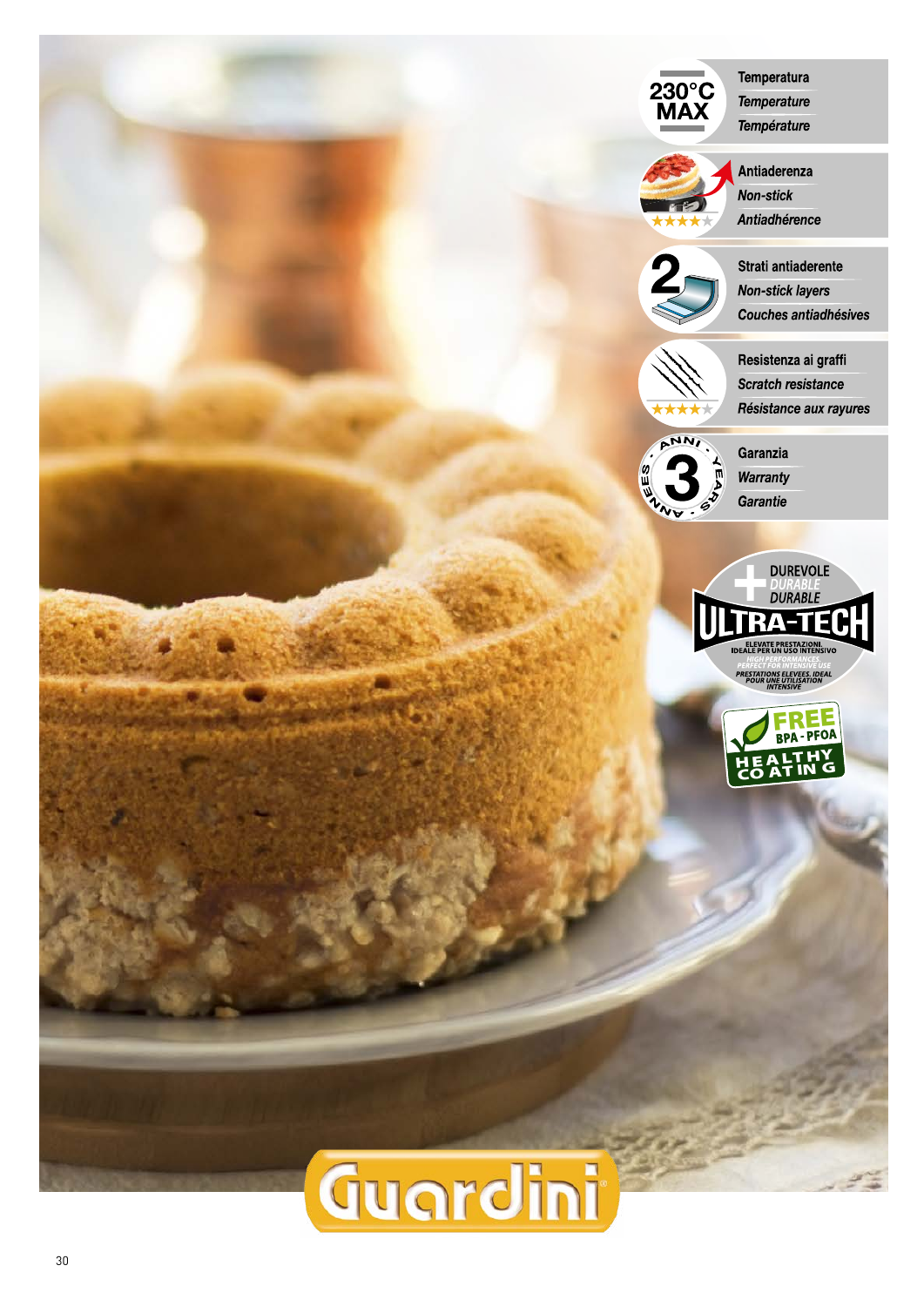230°C MAX

Temperatura
*Temperature*
*Température*

Antiaderenza
*Non-stick*
*Antiadhérence*

2

Strati antiaderente
*Non-stick layers*
*Couches antiadhésives*

Resistenza ai graffi
*Scratch resistance*
*Résistance aux rayures*

ANNI · YEARS · ANNEES · 3

Garanzia
*Warranty*
*Garantie*

DUREVOLE
*DURABLE*
DURABLE

ULTRA-TECH

ELEVATE PRESTAZIONI. IDEALE PER UN USO INTENSIVO
*HIGH PERFORMANCES. PERFECT FOR INTENSIVE USE*
*PRESTATIONS ELEVEES. IDEAL POUR UNE UTILISATION INTENSIVE*

FREE BPA - PFOA
HEALTHY COATING

Guardini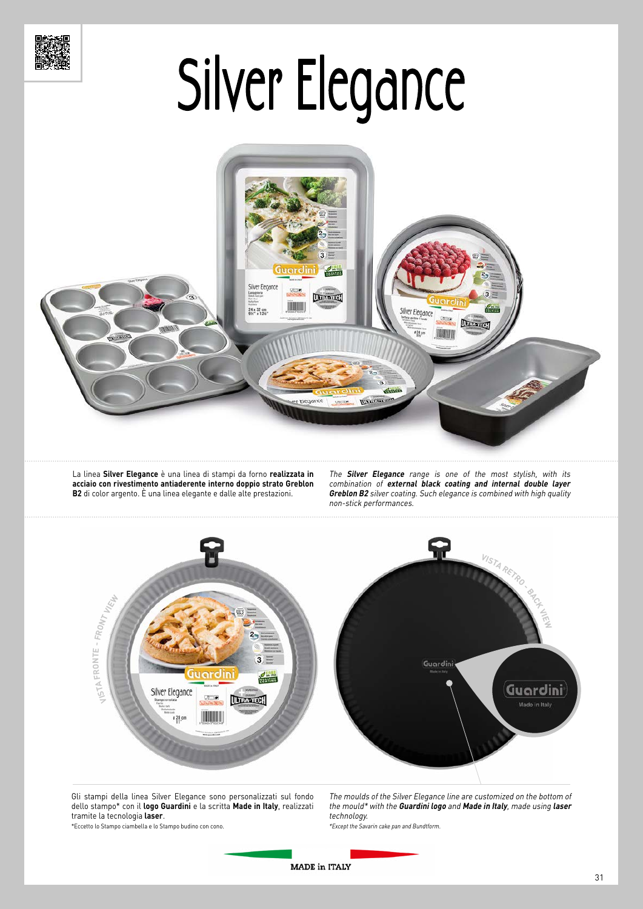# Silver Elegance

La linea **Silver Elegance** è una linea di stampi da forno **realizzata in acciaio con rivestimento antiaderente interno doppio strato Greblon B2** di color argento. È una linea elegante e dalle alte prestazioni.

*The **Silver Elegance** range is one of the most stylish, with its combination of **external black coating and internal double layer Greblon B2** silver coating. Such elegance is combined with high quality non-stick performances.*

VISTA FRONTE - FRONT VIEW

VISTA RETRO - BACK VIEW

Gli stampi della linea Silver Elegance sono personalizzati sul fondo dello stampo* con il **logo Guardini** e la scritta **Made in Italy**, realizzati tramite la tecnologia **laser**.

*Eccetto lo Stampo ciambella e lo Stampo budino con cono.

*The moulds of the Silver Elegance line are customized on the bottom of the mould* with the **Guardini logo** and **Made in Italy**, made using **laser** technology.*

**Except the Savarin cake pan and Bundtform.*

MADE in ITALY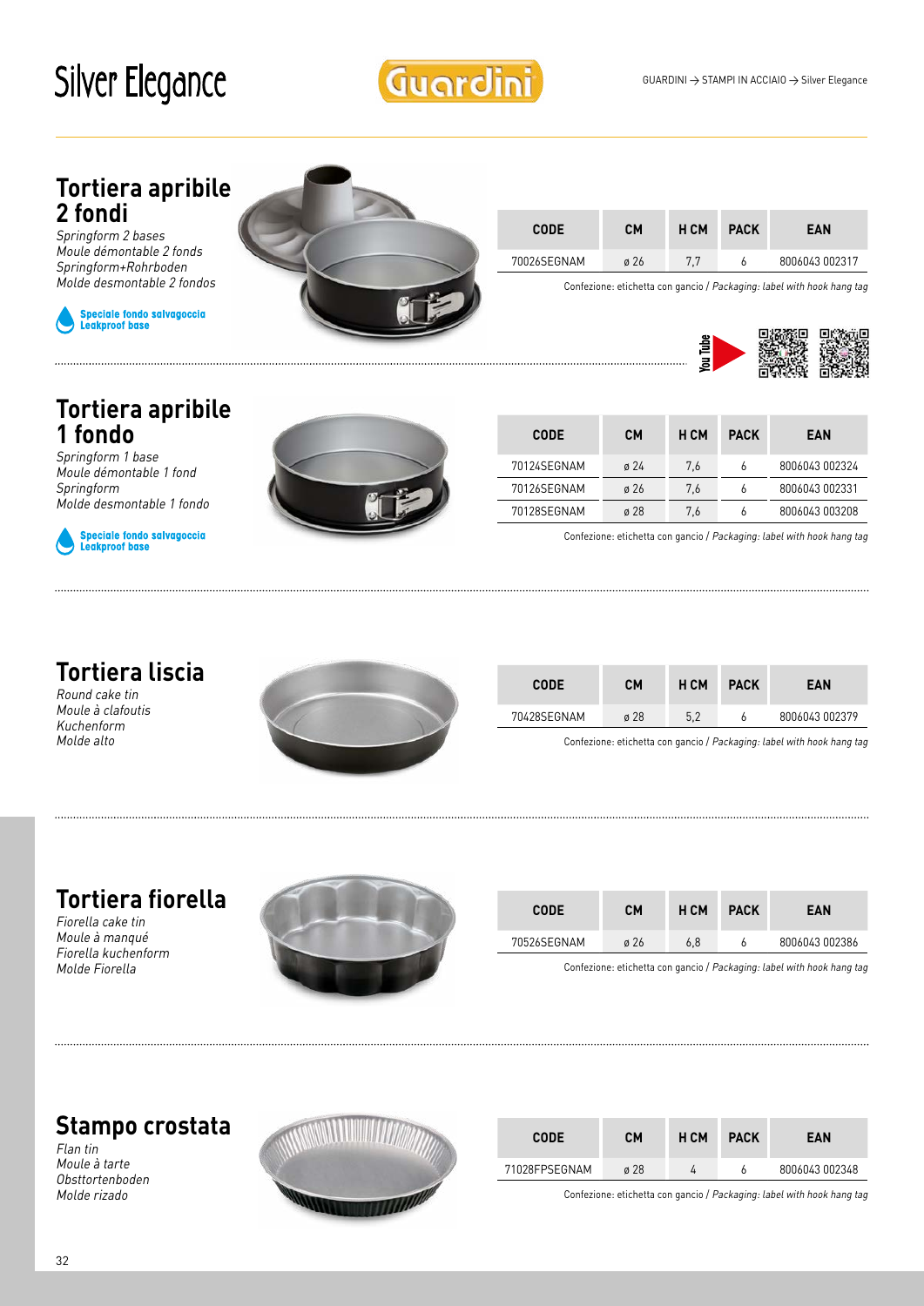# Silver Elegance

GUARDINI → STAMPI IN ACCIAIO → Silver Elegance

## Tortiera apribile 2 fondi

*Springform 2 bases*
*Moule démontable 2 fonds*
*Springform+Rohrboden*
*Molde desmontable 2 fondos*

**Speciale fondo salvagoccia**
**Leakproof base**

| CODE | CM | H CM | PACK | EAN |
|---|---|---|---|---|
| 70026SEGNAM | ø 26 | 7,7 | 6 | 8006043 002317 |

Confezione: etichetta con gancio / *Packaging: label with hook hang tag*

You Tube

## Tortiera apribile 1 fondo

*Springform 1 base*
*Moule démontable 1 fond*
*Springform*
*Molde desmontable 1 fondo*

**Speciale fondo salvagoccia**
**Leakproof base**

| CODE | CM | H CM | PACK | EAN |
|---|---|---|---|---|
| 70124SEGNAM | ø 24 | 7,6 | 6 | 8006043 002324 |
| 70126SEGNAM | ø 26 | 7,6 | 6 | 8006043 002331 |
| 70128SEGNAM | ø 28 | 7,6 | 6 | 8006043 003208 |

Confezione: etichetta con gancio / *Packaging: label with hook hang tag*

## Tortiera liscia

*Round cake tin*
*Moule à clafoutis*
*Kuchenform*
*Molde alto*

| CODE | CM | H CM | PACK | EAN |
|---|---|---|---|---|
| 70428SEGNAM | ø 28 | 5,2 | 6 | 8006043 002379 |

Confezione: etichetta con gancio / *Packaging: label with hook hang tag*

## Tortiera fiorella

*Fiorella cake tin*
*Moule à manqué*
*Fiorella kuchenform*
*Molde Fiorella*

| CODE | CM | H CM | PACK | EAN |
|---|---|---|---|---|
| 70526SEGNAM | ø 26 | 6,8 | 6 | 8006043 002386 |

Confezione: etichetta con gancio / *Packaging: label with hook hang tag*

## Stampo crostata

*Flan tin*
*Moule à tarte*
*Obsttortenboden*
*Molde rizado*

| CODE | CM | H CM | PACK | EAN |
|---|---|---|---|---|
| 71028FPSEGNAM | ø 28 | 4 | 6 | 8006043 002348 |

Confezione: etichetta con gancio / *Packaging: label with hook hang tag*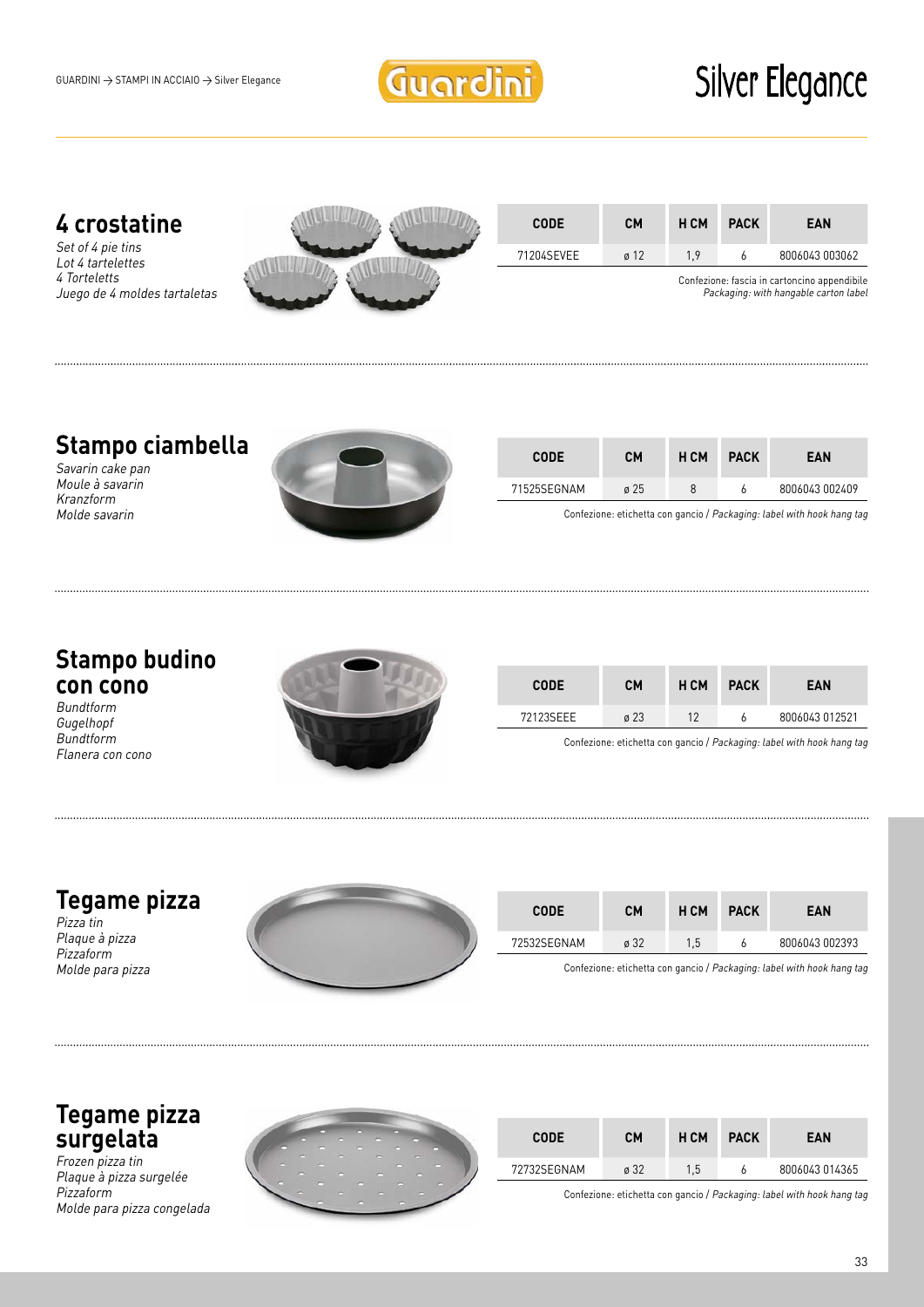# Silver Elegance

## 4 crostatine

*Set of 4 pie tins*
*Lot 4 tartelettes*
*4 Torteletts*
*Juego de 4 moldes tartaletas*

| CODE | CM | H CM | PACK | EAN |
|---|---|---|---|---|
| 71204SEVEE | ø 12 | 1,9 | 6 | 8006043 003062 |

Confezione: fascia in cartoncino appendibile
*Packaging: with hangable carton label*

## Stampo ciambella

*Savarin cake pan*
*Moule à savarin*
*Kranzform*
*Molde savarin*

| CODE | CM | H CM | PACK | EAN |
|---|---|---|---|---|
| 71525SEGNAM | ø 25 | 8 | 6 | 8006043 002409 |

Confezione: etichetta con gancio / *Packaging: label with hook hang tag*

## Stampo budino con cono

*Bundtform*
*Gugelhopf*
*Bundtform*
*Flanera con cono*

| CODE | CM | H CM | PACK | EAN |
|---|---|---|---|---|
| 72123SEEE | ø 23 | 12 | 6 | 8006043 012521 |

Confezione: etichetta con gancio / *Packaging: label with hook hang tag*

## Tegame pizza

*Pizza tin*
*Plaque à pizza*
*Pizzaform*
*Molde para pizza*

| CODE | CM | H CM | PACK | EAN |
|---|---|---|---|---|
| 72532SEGNAM | ø 32 | 1,5 | 6 | 8006043 002393 |

Confezione: etichetta con gancio / *Packaging: label with hook hang tag*

## Tegame pizza surgelata

*Frozen pizza tin*
*Plaque à pizza surgelée*
*Pizzaform*
*Molde para pizza congelada*

| CODE | CM | H CM | PACK | EAN |
|---|---|---|---|---|
| 72732SEGNAM | ø 32 | 1,5 | 6 | 8006043 014365 |

Confezione: etichetta con gancio / *Packaging: label with hook hang tag*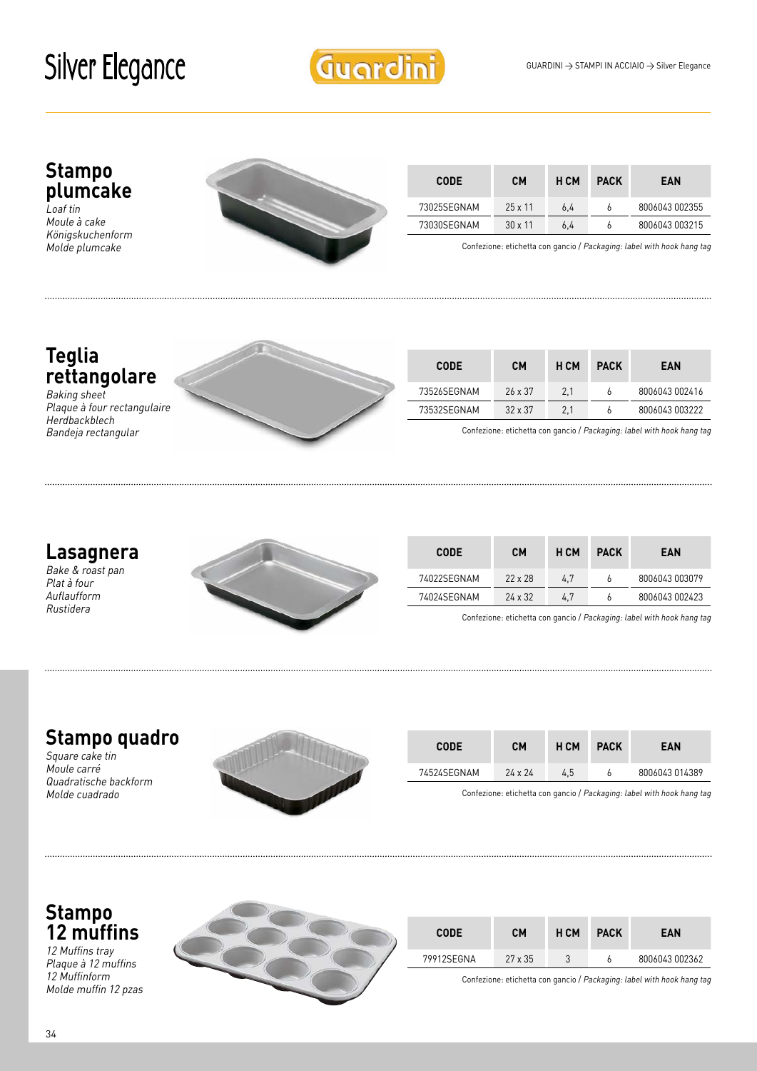# Silver Elegance

Guardini

GUARDINI → STAMPI IN ACCIAIO → Silver Elegance

## Stampo plumcake

*Loaf tin*
*Moule à cake*
*Königskuchenform*
*Molde plumcake*

| CODE | CM | H CM | PACK | EAN |
|---|---|---|---|---|
| 73025SEGNAM | 25 x 11 | 6,4 | 6 | 8006043 002355 |
| 73030SEGNAM | 30 x 11 | 6,4 | 6 | 8006043 003215 |

Confezione: etichetta con gancio / *Packaging: label with hook hang tag*

## Teglia rettangolare

*Baking sheet*
*Plaque à four rectangulaire*
*Herdbackblech*
*Bandeja rectangular*

| CODE | CM | H CM | PACK | EAN |
|---|---|---|---|---|
| 73526SEGNAM | 26 x 37 | 2,1 | 6 | 8006043 002416 |
| 73532SEGNAM | 32 x 37 | 2,1 | 6 | 8006043 003222 |

Confezione: etichetta con gancio / *Packaging: label with hook hang tag*

## Lasagnera

*Bake & roast pan*
*Plat à four*
*Auflaufform*
*Rustidera*

| CODE | CM | H CM | PACK | EAN |
|---|---|---|---|---|
| 74022SEGNAM | 22 x 28 | 4,7 | 6 | 8006043 003079 |
| 74024SEGNAM | 24 x 32 | 4,7 | 6 | 8006043 002423 |

Confezione: etichetta con gancio / *Packaging: label with hook hang tag*

## Stampo quadro

*Square cake tin*
*Moule carré*
*Quadratische backform*
*Molde cuadrado*

| CODE | CM | H CM | PACK | EAN |
|---|---|---|---|---|
| 74524SEGNAM | 24 x 24 | 4,5 | 6 | 8006043 014389 |

Confezione: etichetta con gancio / *Packaging: label with hook hang tag*

## Stampo 12 muffins

*12 Muffins tray*
*Plaque à 12 muffins*
*12 Muffinform*
*Molde muffin 12 pzas*

| CODE | CM | H CM | PACK | EAN |
|---|---|---|---|---|
| 79912SEGNA | 27 x 35 | 3 | 6 | 8006043 002362 |

Confezione: etichetta con gancio / *Packaging: label with hook hang tag*